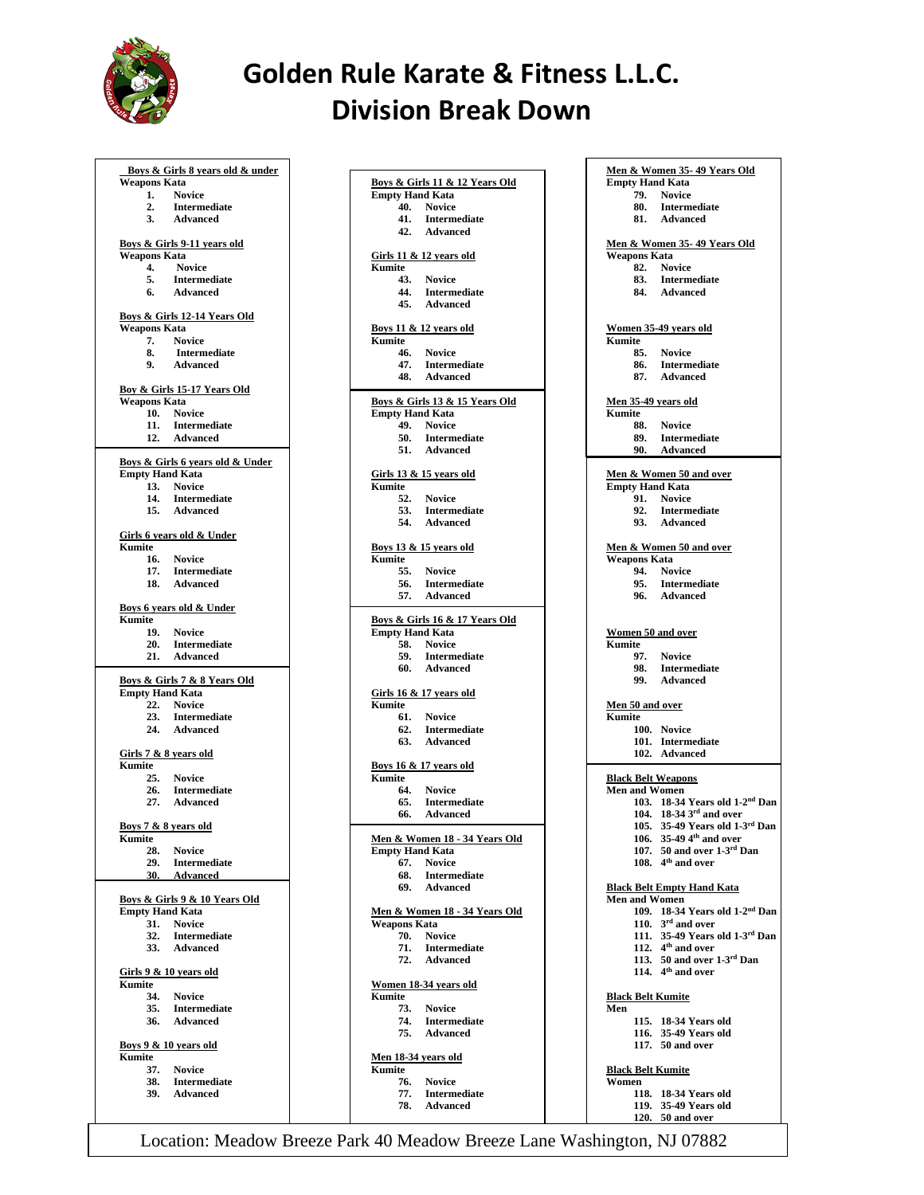# Golden Rule Karate & Fitness L.L.C.
# Division Break Down

**Boys & Girls 8 years old & under**
**Weapons Kata**
1. Novice
2. Intermediate
3. Advanced

**Boys & Girls 9-11 years old**
**Weapons Kata**
4. Novice
5. Intermediate
6. Advanced

**Boys & Girls 12-14 Years Old**
**Weapons Kata**
7. Novice
8. Intermediate
9. Advanced

**Boy & Girls 15-17 Years Old**
**Weapons Kata**
10. Novice
11. Intermediate
12. Advanced

**Boys & Girls 6 years old & Under**
**Empty Hand Kata**
13. Novice
14. Intermediate
15. Advanced

**Girls 6 years old & Under**
**Kumite**
16. Novice
17. Intermediate
18. Advanced

**Boys 6 years old & Under**
**Kumite**
19. Novice
20. Intermediate
21. Advanced

**Boys & Girls 7 & 8 Years Old**
**Empty Hand Kata**
22. Novice
23. Intermediate
24. Advanced

**Girls 7 & 8 years old**
**Kumite**
25. Novice
26. Intermediate
27. Advanced

**Boys 7 & 8 years old**
**Kumite**
28. Novice
29. Intermediate
30. Advanced

**Boys & Girls 9 & 10 Years Old**
**Empty Hand Kata**
31. Novice
32. Intermediate
33. Advanced

**Girls 9 & 10 years old**
**Kumite**
34. Novice
35. Intermediate
36. Advanced

**Boys 9 & 10 years old**
**Kumite**
37. Novice
38. Intermediate
39. Advanced

**Boys & Girls 11 & 12 Years Old**
**Empty Hand Kata**
40. Novice
41. Intermediate
42. Advanced

**Girls 11 & 12 years old**
**Kumite**
43. Novice
44. Intermediate
45. Advanced

**Boys 11 & 12 years old**
**Kumite**
46. Novice
47. Intermediate
48. Advanced

**Boys & Girls 13 & 15 Years Old**
**Empty Hand Kata**
49. Novice
50. Intermediate
51. Advanced

**Girls 13 & 15 years old**
**Kumite**
52. Novice
53. Intermediate
54. Advanced

**Boys 13 & 15 years old**
**Kumite**
55. Novice
56. Intermediate
57. Advanced

**Boys & Girls 16 & 17 Years Old**
**Empty Hand Kata**
58. Novice
59. Intermediate
60. Advanced

**Girls 16 & 17 years old**
**Kumite**
61. Novice
62. Intermediate
63. Advanced

**Boys 16 & 17 years old**
**Kumite**
64. Novice
65. Intermediate
66. Advanced

**Men & Women 18 - 34 Years Old**
**Empty Hand Kata**
67. Novice
68. Intermediate
69. Advanced

**Men & Women 18 - 34 Years Old**
**Weapons Kata**
70. Novice
71. Intermediate
72. Advanced

**Women 18-34 years old**
**Kumite**
73. Novice
74. Intermediate
75. Advanced

**Men 18-34 years old**
**Kumite**
76. Novice
77. Intermediate
78. Advanced

**Men & Women 35- 49 Years Old**
**Empty Hand Kata**
79. Novice
80. Intermediate
81. Advanced

**Men & Women 35- 49 Years Old**
**Weapons Kata**
82. Novice
83. Intermediate
84. Advanced

**Women 35-49 years old**
**Kumite**
85. Novice
86. Intermediate
87. Advanced

**Men 35-49 years old**
**Kumite**
88. Novice
89. Intermediate
90. Advanced

**Men & Women 50 and over**
**Empty Hand Kata**
91. Novice
92. Intermediate
93. Advanced

**Men & Women 50 and over**
**Weapons Kata**
94. Novice
95. Intermediate
96. Advanced

**Women 50 and over**
**Kumite**
97. Novice
98. Intermediate
99. Advanced

**Men 50 and over**
**Kumite**
100. Novice
101. Intermediate
102. Advanced

**Black Belt Weapons**
**Men and Women**
103. 18-34 Years old 1-2nd Dan
104. 18-34 3rd and over
105. 35-49 Years old 1-3rd Dan
106. 35-49 4th and over
107. 50 and over 1-3rd Dan
108. 4th and over

**Black Belt Empty Hand Kata**
**Men and Women**
109. 18-34 Years old 1-2nd Dan
110. 3rd and over
111. 35-49 Years old 1-3rd Dan
112. 4th and over
113. 50 and over 1-3rd Dan
114. 4th and over

**Black Belt Kumite**
**Men**
115. 18-34 Years old
116. 35-49 Years old
117. 50 and over

**Black Belt Kumite**
**Women**
118. 18-34 Years old
119. 35-49 Years old
120. 50 and over

Location: Meadow Breeze Park 40 Meadow Breeze Lane Washington, NJ 07882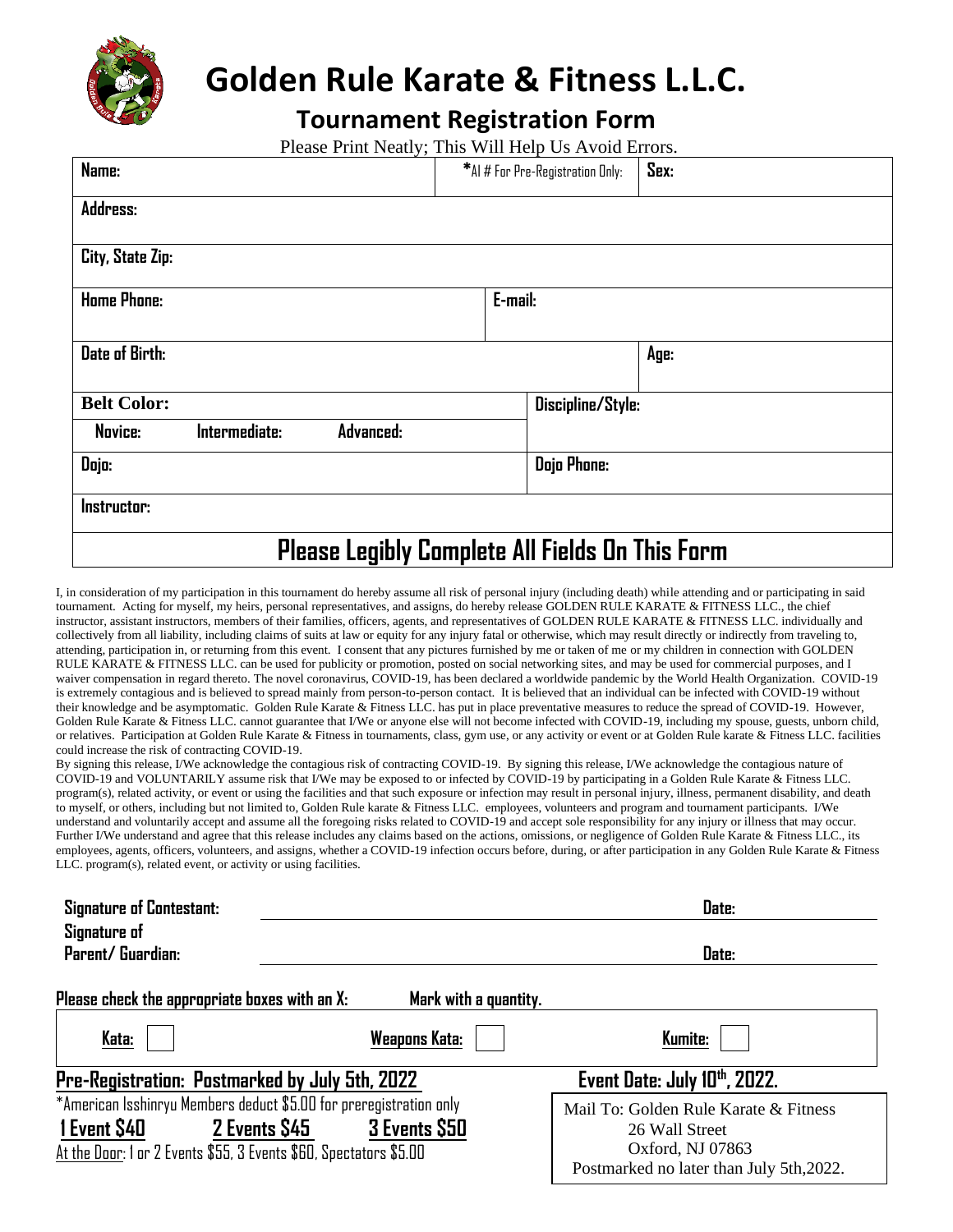# Golden Rule Karate & Fitness L.L.C.

## Tournament Registration Form

Please Print Neatly; This Will Help Us Avoid Errors.

| | | |
|---|---|---|
| **Name:** | ***AI # For Pre-Registration Only:** | **Sex:** |
| **Address:** | | |
| **City, State Zip:** | | |
| **Home Phone:** | **E-mail:** | |
| **Date of Birth:** | | **Age:** |
| **Belt Color:** | **Discipline/Style:** | |
| **Novice:** **Intermediate:** **Advanced:** | | |
| **Dojo:** | **Dojo Phone:** | |
| **Instructor:** | | |

**Please Legibly Complete All Fields On This Form**

I, in consideration of my participation in this tournament do hereby assume all risk of personal injury (including death) while attending and or participating in said tournament. Acting for myself, my heirs, personal representatives, and assigns, do hereby release GOLDEN RULE KARATE & FITNESS LLC., the chief instructor, assistant instructors, members of their families, officers, agents, and representatives of GOLDEN RULE KARATE & FITNESS LLC. individually and collectively from all liability, including claims of suits at law or equity for any injury fatal or otherwise, which may result directly or indirectly from traveling to, attending, participation in, or returning from this event. I consent that any pictures furnished by me or taken of me or my children in connection with GOLDEN RULE KARATE & FITNESS LLC. can be used for publicity or promotion, posted on social networking sites, and may be used for commercial purposes, and I waiver compensation in regard thereto. The novel coronavirus, COVID-19, has been declared a worldwide pandemic by the World Health Organization. COVID-19 is extremely contagious and is believed to spread mainly from person-to-person contact. It is believed that an individual can be infected with COVID-19 without their knowledge and be asymptomatic. Golden Rule Karate & Fitness LLC. has put in place preventative measures to reduce the spread of COVID-19. However, Golden Rule Karate & Fitness LLC. cannot guarantee that I/We or anyone else will not become infected with COVID-19, including my spouse, guests, unborn child, or relatives. Participation at Golden Rule Karate & Fitness in tournaments, class, gym use, or any activity or event or at Golden Rule karate & Fitness LLC. facilities could increase the risk of contracting COVID-19.

By signing this release, I/We acknowledge the contagious risk of contracting COVID-19. By signing this release, I/We acknowledge the contagious nature of COVID-19 and VOLUNTARILY assume risk that I/We may be exposed to or infected by COVID-19 by participating in a Golden Rule Karate & Fitness LLC. program(s), related activity, or event or using the facilities and that such exposure or infection may result in personal injury, illness, permanent disability, and death to myself, or others, including but not limited to, Golden Rule karate & Fitness LLC. employees, volunteers and program and tournament participants. I/We understand and voluntarily accept and assume all the foregoing risks related to COVID-19 and accept sole responsibility for any injury or illness that may occur. Further I/We understand and agree that this release includes any claims based on the actions, omissions, or negligence of Golden Rule Karate & Fitness LLC., its employees, agents, officers, volunteers, and assigns, whether a COVID-19 infection occurs before, during, or after participation in any Golden Rule Karate & Fitness LLC. program(s), related event, or activity or using facilities.

**Signature of Contestant:** ______________________ **Date:** __________

**Signature of Parent/ Guardian:** ______________________ **Date:** __________

**Please check the appropriate boxes with an X:** **Mark with a quantity.**

**Kata:** ☐ **Weapons Kata:** ☐ **Kumite:** ☐

**Pre-Registration: Postmarked by July 5th, 2022**

*American Isshinryu Members deduct $5.00 for preregistration only

**1 Event $40** **2 Events $45** **3 Events $50**

At the Door: 1 or 2 Events $55, 3 Events $60, Spectators $5.00

**Event Date: July 10th, 2022.**

Mail To: Golden Rule Karate & Fitness
26 Wall Street
Oxford, NJ 07863
Postmarked no later than July 5th,2022.